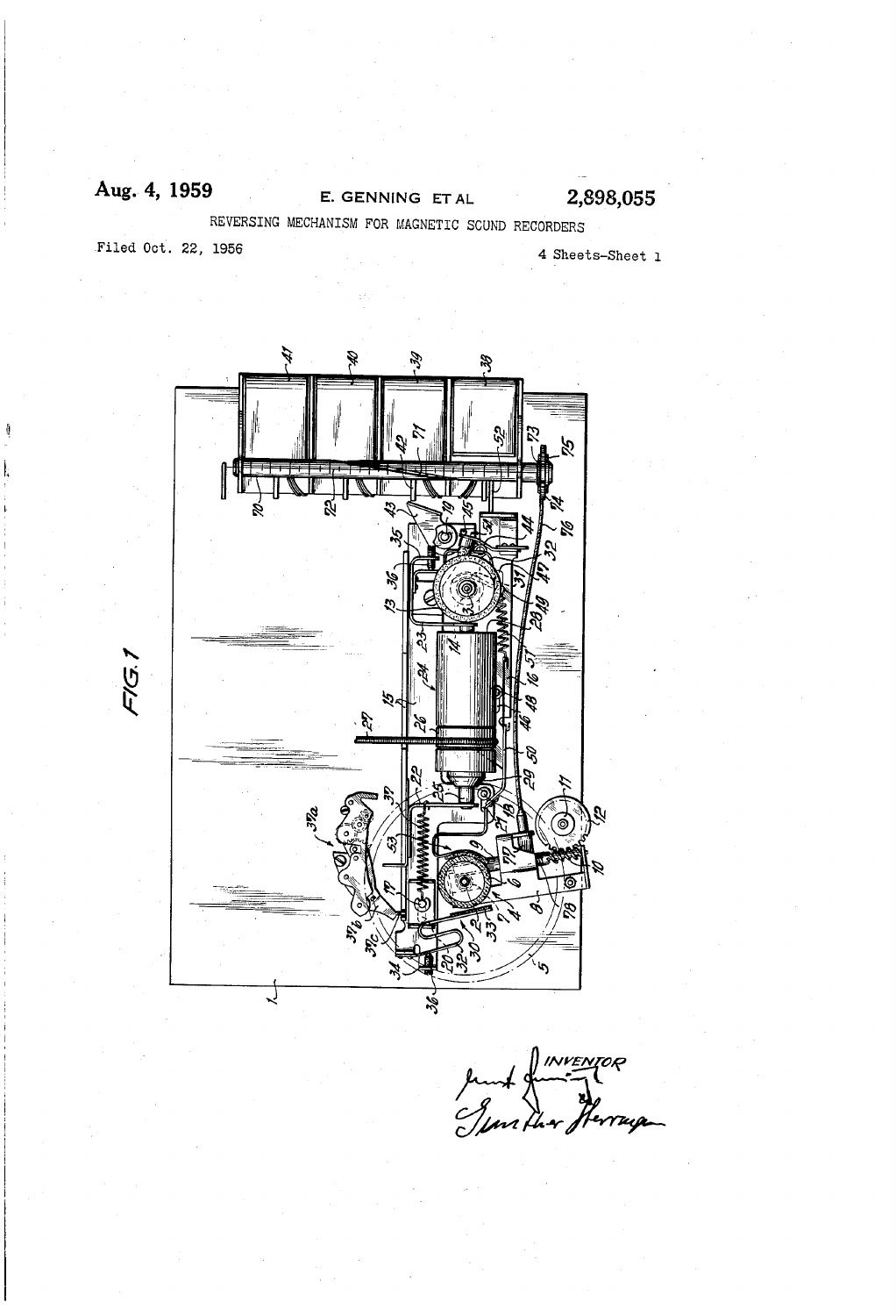Aug. 4, 1959 E. GENNING ET AL 2,898,055

REVERSING MECHANISM FOR MAGNETIC SOUND RECORDERS

Filed Oct. 22, 1956 4 Sheets-Sheet 1

FIG. 1

INVENTOR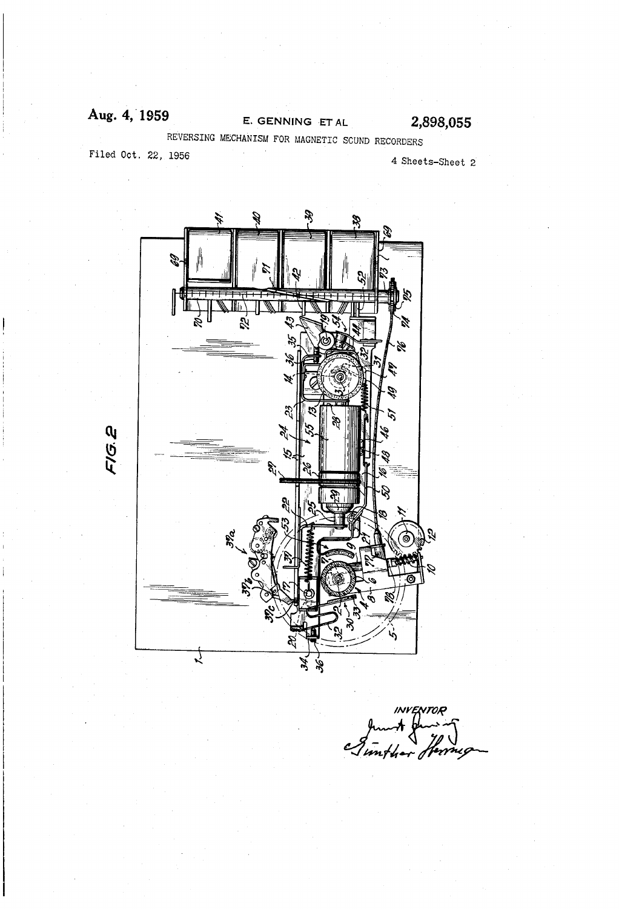Aug. 4, 1959 E. GENNING ET AL 2,898,055

REVERSING MECHANISM FOR MAGNETIC SOUND RECORDERS

Filed Oct. 22, 1956 4 Sheets-Sheet 2

FIG.2

INVENTOR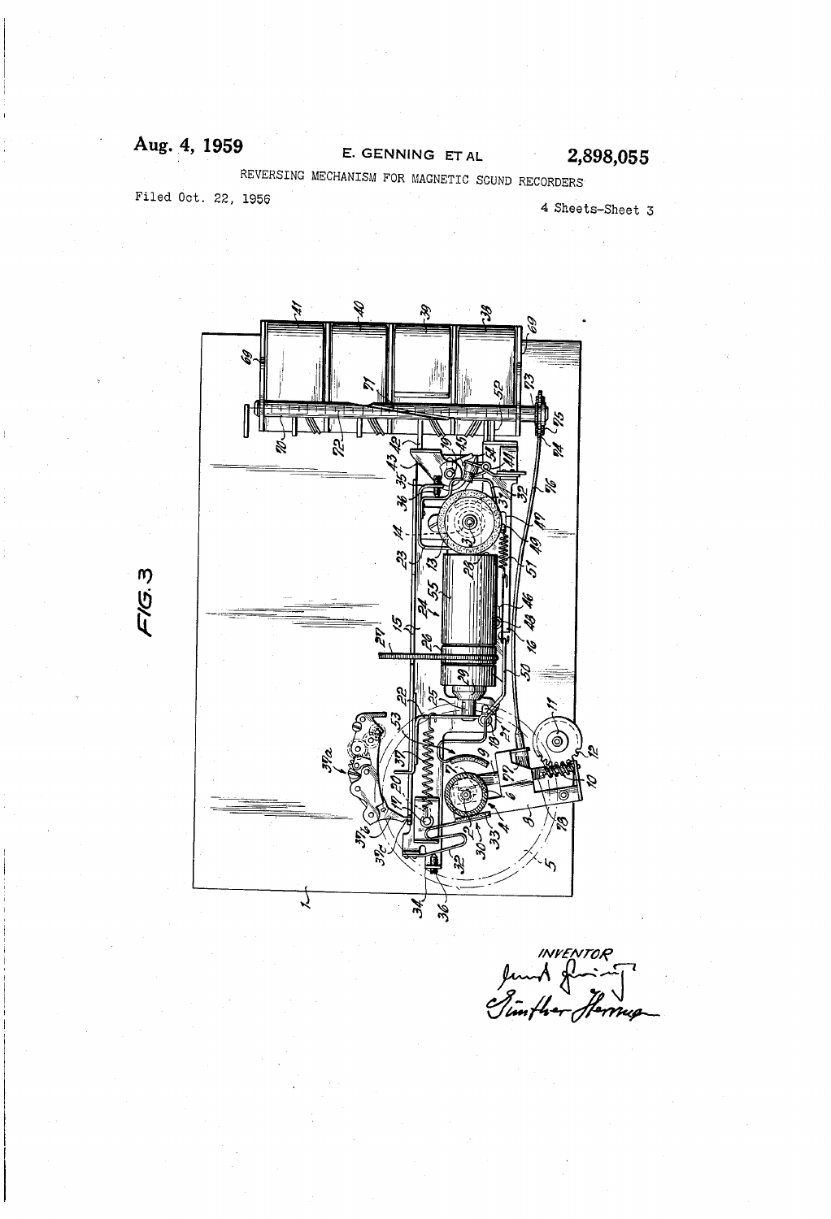Aug. 4, 1959

E. GENNING ET AL

2,898,055

REVERSING MECHANISM FOR MAGNETIC SOUND RECORDERS

Filed Oct. 22, 1956

4 Sheets-Sheet 3

FIG. 3

INVENTOR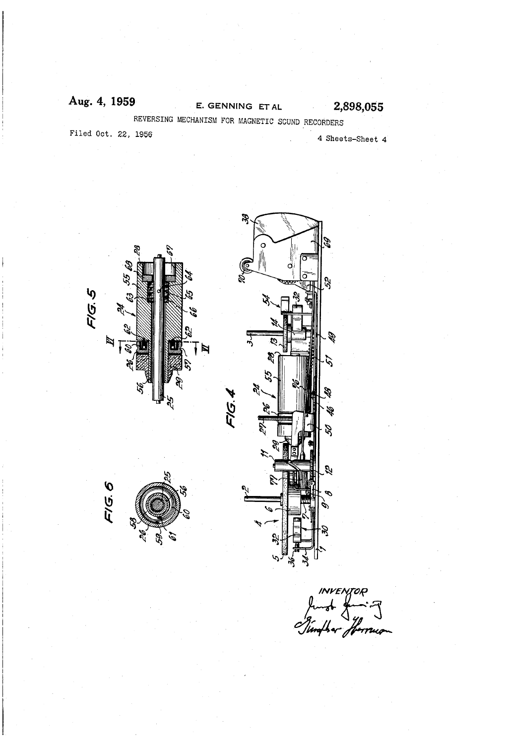Aug. 4, 1959 E. GENNING ET AL 2,898,055

REVERSING MECHANISM FOR MAGNETIC SOUND RECORDERS

Filed Oct. 22, 1956 4 Sheets-Sheet 4

FIG. 5

FIG. 6

FIG. 4

INVENTOR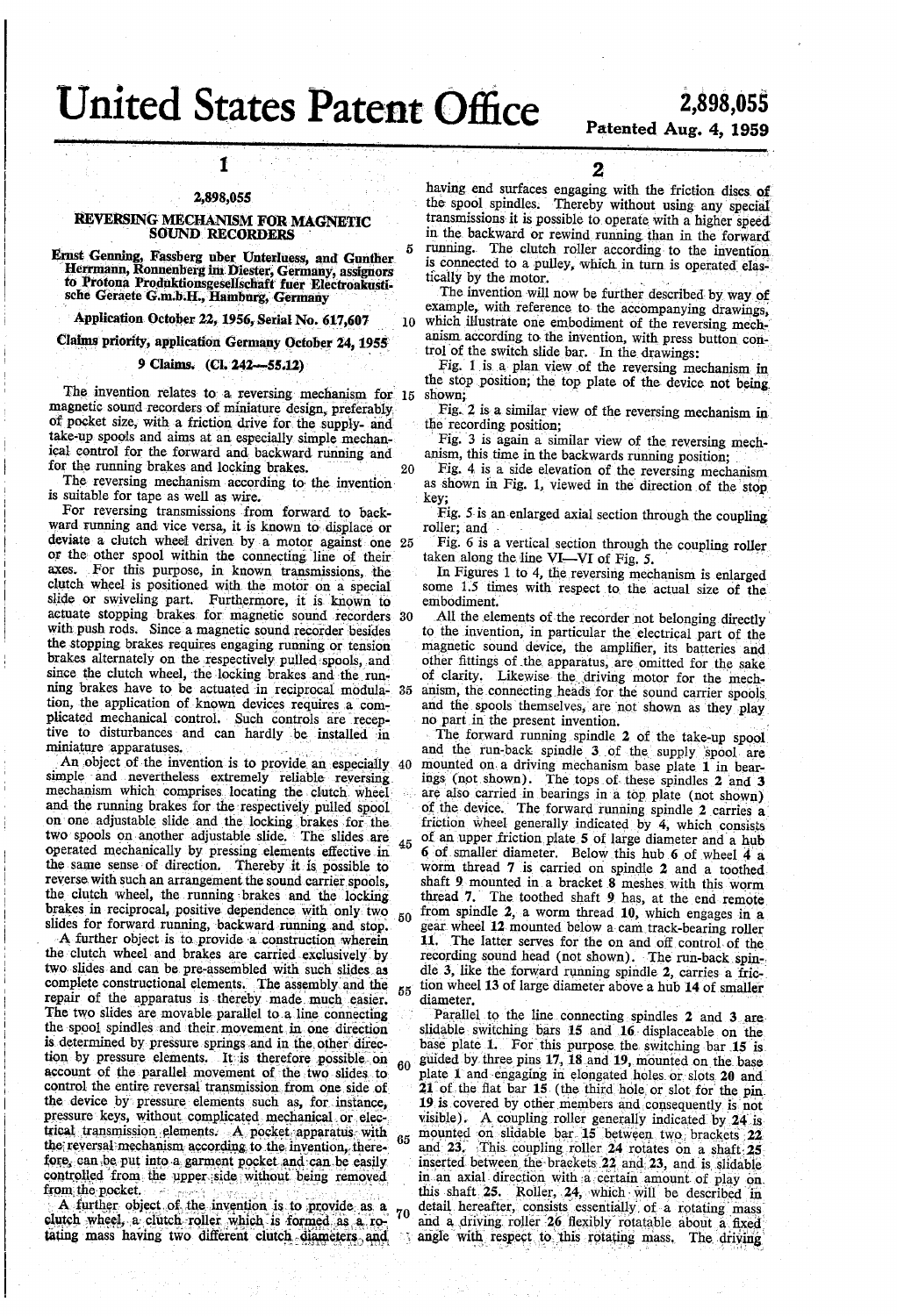# United States Patent Office

**2,898,055**

**Patented Aug. 4, 1959**

## 2,898,055

## REVERSING MECHANISM FOR MAGNETIC SOUND RECORDERS

Ernst Genning, Fassberg uber Unterluess, and Gunther Herrmann, Ronnenberg im Diester, Germany, assignors to Protona Produktionsgesellschaft fuer Electroakustische Geraete G.m.b.H., Hamburg, Germany

Application October 22, 1956, Serial No. 617,607

Claims priority, application Germany October 24, 1955

9 Claims. (Cl. 242—55.12)

The invention relates to a reversing mechanism for magnetic sound recorders of miniature design, preferably of pocket size, with a friction drive for the supply- and take-up spools and aims at an especially simple mechanical control for the forward and backward running and for the running brakes and locking brakes.

The reversing mechanism according to the invention is suitable for tape as well as wire.

For reversing transmissions from forward to backward running and vice versa, it is known to displace or deviate a clutch wheel driven by a motor against one or the other spool within the connecting line of their axes. For this purpose, in known transmissions, the clutch wheel is positioned with the motor on a special slide or swiveling part. Furthermore, it is known to actuate stopping brakes for magnetic sound recorders with push rods. Since a magnetic sound recorder besides the stopping brakes requires engaging running or tension brakes alternately on the respectively pulled spools, and since the clutch wheel, the locking brakes and the running brakes have to be actuated in reciprocal modulation, the application of known devices requires a complicated mechanical control. Such controls are receptive to disturbances and can hardly be installed in miniature apparatuses.

An object of the invention is to provide an especially simple and nevertheless extremely reliable reversing mechanism which comprises locating the clutch wheel and the running brakes for the respectively pulled spool on one adjustable slide and the locking brakes for the two spools on another adjustable slide. The slides are operated mechanically by pressing elements effective in the same sense of direction. Thereby it is possible to reverse with such an arrangement the sound carrier spools, the clutch wheel, the running brakes and the locking brakes in reciprocal, positive dependence with only two slides for forward running, backward running and stop.

A further object is to provide a construction wherein the clutch wheel and brakes are carried exclusively by two slides and can be pre-assembled with such slides as complete constructional elements. The assembly and the repair of the apparatus is thereby made much easier. The two slides are movable parallel to a line connecting the spool spindles and their movement in one direction is determined by pressure springs and in the other direction by pressure elements. It is therefore possible on account of the parallel movement of the two slides to control the entire reversal transmission from one side of the device by pressure elements such as, for instance, pressure keys, without complicated mechanical or electrical transmission elements. A pocket apparatus with the reversal mechanism according to the invention, therefore, can be put into a garment pocket and can be easily controlled from the upper side without being removed from the pocket.

A further object of the invention is to provide as a clutch wheel, a clutch roller which is formed as a rotating mass having two different clutch diameters and having end surfaces engaging with the friction discs of the spool spindles. Thereby without using any special transmissions it is possible to operate with a higher speed in the backward or rewind running than in the forward running. The clutch roller according to the invention is connected to a pulley, which in turn is operated elastically by the motor.

The invention will now be further described by way of example, with reference to the accompanying drawings, which illustrate one embodiment of the reversing mechanism according to the invention, with press button control of the switch slide bar. In the drawings:

Fig. 1 is a plan view of the reversing mechanism in the stop position; the top plate of the device not being shown;

Fig. 2 is a similar view of the reversing mechanism in the recording position;

Fig. 3 is again a similar view of the reversing mechanism, this time in the backwards running position;

Fig. 4 is a side elevation of the reversing mechanism as shown in Fig. 1, viewed in the direction of the stop key;

Fig. 5 is an enlarged axial section through the coupling roller; and

Fig. 6 is a vertical section through the coupling roller taken along the line VI—VI of Fig. 5.

In Figures 1 to 4, the reversing mechanism is enlarged some 1.5 times with respect to the actual size of the embodiment.

All the elements of the recorder not belonging directly to the invention, in particular the electrical part of the magnetic sound device, the amplifier, its batteries and other fittings of the apparatus, are omitted for the sake of clarity. Likewise the driving motor for the mechanism, the connecting heads for the sound carrier spools and the spools themselves, are not shown as they play no part in the present invention.

The forward running spindle 2 of the take-up spool and the run-back spindle 3 of the supply spool are mounted on a driving mechanism base plate 1 in bearings (not shown). The tops of these spindles 2 and 3 are also carried in bearings in a top plate (not shown) of the device. The forward running spindle 2 carries a friction wheel generally indicated by 4, which consists of an upper friction plate 5 of large diameter and a hub 6 of smaller diameter. Below this hub 6 of wheel 4 a worm thread 7 is carried on spindle 2 and a toothed shaft 9 mounted in a bracket 8 meshes with this worm thread 7. The toothed shaft 9 has, at the end remote from spindle 2, a worm thread 10, which engages in a gear wheel 12 mounted below a cam track-bearing roller 11. The latter serves for the on and off control of the recording sound head (not shown). The run-back spindle 3, like the forward running spindle 2, carries a friction wheel 13 of large diameter above a hub 14 of smaller diameter.

Parallel to the line connecting spindles 2 and 3 are slidable switching bars 15 and 16 displaceable on the base plate 1. For this purpose the switching bar 15 is guided by three pins 17, 18 and 19, mounted on the base plate 1 and engaging in elongated holes or slots 20 and 21 of the flat bar 15 (the third hole or slot for the pin 19 is covered by other members and consequently is not visible). A coupling roller generally indicated by 24 is mounted on slidable bar 15 between two brackets 22 and 23. This coupling roller 24 rotates on a shaft 25 inserted between the brackets 22 and 23, and is slidable in an axial direction with a certain amount of play on this shaft 25. Roller, 24, which will be described in detail hereafter, consists essentially of a rotating mass and a driving roller 26 flexibly rotatable about a fixed angle with respect to this rotating mass. The driving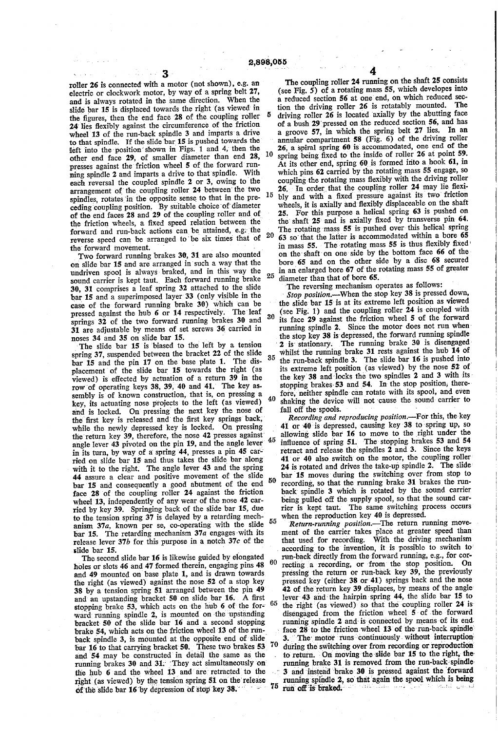roller 26 is connected with a motor (not shown), e.g. an electric or clockwork motor, by way of a spring belt 27, and is always rotated in the same direction. When the slide bar 15 is displaced towards the right (as viewed in the figures, then the end face 28 of the coupling roller 24 lies flexibly against the circumference of the friction wheel 13 of the run-back spindle 3 and imparts a drive to that spindle. If the slide bar 15 is pushed towards the left into the position shown in Figs. 1 and 4, then the other end face 29, of smaller diameter than end 28, presses against the friction wheel 5 of the forward running spindle 2 and imparts a drive to that spindle. With each reversal the coupled spindle 2 or 3, owing to the arrangement of the coupling roller 24 between the two spindles, rotates in the opposite sense to that in the preceding coupling position. By suitable choice of diameter of the end faces 28 and 29 of the coupling roller and of the friction wheels, a fixed speed relation between the forward and run-back actions can be attained, e.g. the reverse speed can be arranged to be six times that of the forward movement.

Two forward running brakes 30, 31 are also mounted on slide bar 15 and are arranged in such a way that the undriven spool is always braked, and in this way the sound carrier is kept taut. Each forward running brake 30, 31 comprises a leaf spring 32 attached to the slide bar 15 and a superimposed layer 33 (only visible in the case of the forward running brake 30) which can be pressed against the hub 6 or 14 respectively. The leaf springs 32 of the two forward running brakes 30 and 31 are adjustable by means of set screws 36 carried in noses 34 and 35 on slide bar 15.

The slide bar 15 is biased to the left by a tension spring 37, suspended between the bracket 22 of the slide bar 15 and the pin 17 on the base plate 1. The displacement of the slide bar 15 towards the right (as viewed) is effected by actuation of a return 39 in the row of operating keys 38, 39, 40 and 41. The key assembly is of known construction, that is, on pressing a key, its actuating nose projects to the left (as viewed) and is locked. On pressing the next key the nose of the first key is released and the first key springs back, while the newly depressed key is locked. On pressing the return key 39, therefore, the nose 42 presses against angle lever 43 pivoted on the pin 19, and the angle lever in its turn, by way of a spring 44, presses a pin 45 carried on slide bar 15 and thus takes the slide bar along with it to the right. The angle lever 43 and the spring 44 assure a clear and positive movement of the slide bar 15 and consequently a good abutment of the end face 28 of the coupling roller 24 against the friction wheel 13, independently of any wear of the nose 42 carried by key 39. Springing back of the slide bar 15, due to the tension spring 37 is delayed by a retarding mechanism 37a, known per se, co-operating with the slide bar 15. The retarding mechanism 37a engages with its release lever 37b for this purpose in a notch 37c of the slide bar 15.

The second slide bar 16 is likewise guided by elongated holes or slots 46 and 47 formed therein, engaging pins 48 and 49 mounted on base plate 1, and is drawn towards the right (as viewed) against the nose 52 of a stop key 38 by a tension spring 51 arranged between the pin 49 and an upstanding bracket 50 on slide bar 16. A first stopping brake 53, which acts on the hub 6 of the forward running spindle 2, is mounted on the upstanding bracket 50 of the slide bar 16 and a second stopping brake 54, which acts on the friction wheel 13 of the run-back spindle 3, is mounted at the opposite end of slide bar 16 to that carrying bracket 50. These two brakes 53 and 54 may be constructed in detail the same as the running brakes 30 and 31. They act simultaneously on the hub 6 and the wheel 13 and are retracted to the right (as viewed) by the tension spring 51 on the release of the slide bar 16 by depression of stop key 38.

The coupling roller 24 running on the shaft 25 consists (see Fig. 5) of a rotating mass 55, which developes into a reduced section 56 at one end, on which reduced section the driving roller 26 is rotatably mounted. The driving roller 26 is located axially by the abutting face of a bush 29 pressed on the reduced section 56, and has a groove 57, in which the spring belt 27 lies. In an annular compartment 58 (Fig. 6) of the driving roller 26, a spiral spring 60 is accommodated, one end of the spring being fixed to the inside of roller 26 at point 59. At its other end, spring 60 is formed into a hook 61, in which pins 62 carried by the rotating mass 55 engage, so coupling the rotating mass flexibly with the driving roller 26. In order that the coupling roller 24 may lie flexibly and with a fixed pressure against its two friction wheels, it is axially and flexibly displaceable on the shaft 25. For this purpose a helical spring 63 is pushed on the shaft 25 and is axially fixed by transverse pin 64. The rotating mass 55 is pushed over this helical spring 63 so that the latter is accommodated within a bore 65 in mass 55. The rotating mass 55 is thus flexibly fixed on the shaft on one side by the bottom face 66 of the bore 65 and on the other side by a disc 68 secured in an enlarged bore 67 of the rotating mass 55 of greater diameter than that of bore 65.

The reversing mechanism operates as follows:

*Stop position.*—When the stop key 38 is pressed down, the slide bar 15 is at its extreme left position as viewed (see Fig. 1) and the coupling roller 24 is coupled with its face 29 against the friction wheel 5 of the forward running spindle 2. Since the motor does not run when the stop key 38 is depressed, the forward running spindle 2 is stationary. The running brake 30 is disengaged whilst the running brake 31 rests against the hub 14 of the run-back spindle 3. The slide bar 16 is pushed into its extreme left position (as viewed) by the nose 52 of the key 38 and locks the two spindles 2 and 3 with its stopping brakes 53 and 54. In the stop position, therefore, neither spindle can rotate with its spool, and even shaking the device will not cause the sound carrier to fall off the spools.

*Recording and reproducing position.*—For this, the key 41 or 40 is depressed, causing key 38 to spring up, so allowing slide bar 16 to move to the right under the influence of spring 51. The stopping brakes 53 and 54 retract and release the spindles 2 and 3. Since the keys 41 or 40 also switch on the motor, the coupling roller 24 is rotated and drives the take-up spindle 2. The slide bar 15 moves during the switching over from stop to recording, so that the running brake 31 brakes the run-back spindle 3 which is rotated by the sound carrier being pulled off the supply spool, so that the sound carrier is kept taut. The same switching process occurs when the reproduction key 40 is depressed.

*Return-running position.*—The return running movement of the carrier takes place at greater speed than that used for recording. With the driving mechanism according to the invention, it is possible to switch to run-back directly from the forward running, e.g., for correcting a recording, or from the stop position. On pressing the return or run-back key 39, the previously pressed key (either 38 or 41) springs back and the nose 42 of the return key 39 displaces, by means of the angle lever 43 and the hairpin spring 44, the slide bar 15 to the right (as viewed) so that the coupling roller 24 is disengaged from the friction wheel 5 of the forward running spindle 2 and is connected by means of its end face 28 to the friction wheel 13 of the run-back spindle 3. The motor runs continuously without interruption during the switching over from recording or reproduction to return. On moving the slide bar 15 to the right, the running brake 31 is removed from the run-back spindle 3 and instead brake 30 is pressed against the forward running spindle 2, so that again the spool which is being run off is braked.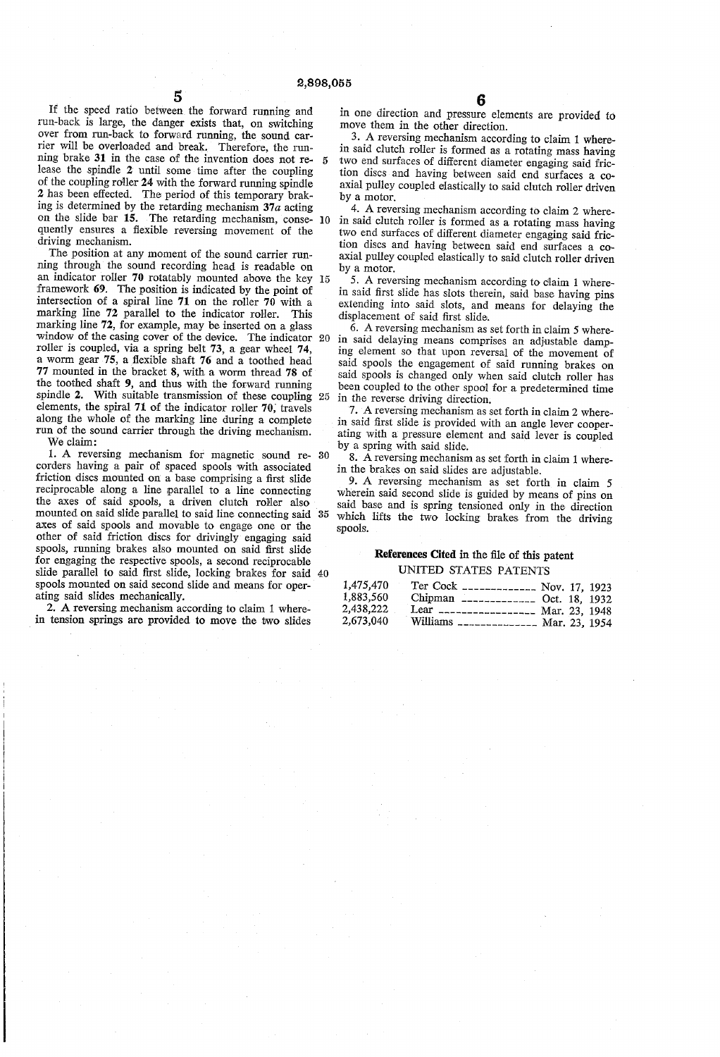If the speed ratio between the forward running and run-back is large, the danger exists that, on switching over from run-back to forward running, the sound carrier will be overloaded and break. Therefore, the running brake 31 in the case of the invention does not release the spindle 2 until some time after the coupling of the coupling roller 24 with the forward running spindle 2 has been effected. The period of this temporary braking is determined by the retarding mechanism 37a acting on the slide bar 15. The retarding mechanism, consequently ensures a flexible reversing movement of the driving mechanism.

The position at any moment of the sound carrier running through the sound recording head is readable on an indicator roller 70 rotatably mounted above the key framework 69. The position is indicated by the point of intersection of a spiral line 71 on the roller 70 with a marking line 72 parallel to the indicator roller. This marking line 72, for example, may be inserted on a glass window of the casing cover of the device. The indicator roller is coupled, via a spring belt 73, a gear wheel 74, a worm gear 75, a flexible shaft 76 and a toothed head 77 mounted in the bracket 8, with a worm thread 78 of the toothed shaft 9, and thus with the forward running spindle 2. With suitable transmission of these coupling elements, the spiral 71 of the indicator roller 70, travels along the whole of the marking line during a complete run of the sound carrier through the driving mechanism.

We claim:

1. A reversing mechanism for magnetic sound recorders having a pair of spaced spools with associated friction discs mounted on a base comprising a first slide reciprocable along a line parallel to a line connecting the axes of said spools, a driven clutch roller also mounted on said slide parallel to said line connecting said axes of said spools and movable to engage one or the other of said friction discs for drivingly engaging said spools, running brakes also mounted on said first slide for engaging the respective spools, a second reciprocable slide parallel to said first slide, locking brakes for said spools mounted on said second slide and means for operating said slides mechanically.

2. A reversing mechanism according to claim 1 wherein tension springs are provided to move the two slides in one direction and pressure elements are provided to move them in the other direction.

3. A reversing mechanism according to claim 1 wherein said clutch roller is formed as a rotating mass having two end surfaces of different diameter engaging said friction discs and having between said end surfaces a coaxial pulley coupled elastically to said clutch roller driven by a motor.

4. A reversing mechanism according to claim 2 wherein said clutch roller is formed as a rotating mass having two end surfaces of different diameter engaging said friction discs and having between said end surfaces a coaxial pulley coupled elastically to said clutch roller driven by a motor.

5. A reversing mechanism according to claim 1 wherein said first slide has slots therein, said base having pins extending into said slots, and means for delaying the displacement of said first slide.

6. A reversing mechanism as set forth in claim 5 wherein said delaying means comprises an adjustable damping element so that upon reversal of the movement of said spools the engagement of said running brakes on said spools is changed only when said clutch roller has been coupled to the other spool for a predetermined time in the reverse driving direction.

7. A reversing mechanism as set forth in claim 2 wherein said first slide is provided with an angle lever cooperating with a pressure element and said lever is coupled by a spring with said slide.

8. A reversing mechanism as set forth in claim 1 wherein the brakes on said slides are adjustable.

9. A reversing mechanism as set forth in claim 5 wherein said second slide is guided by means of pins on said base and is spring tensioned only in the direction which lifts the two locking brakes from the driving spools.

## References Cited in the file of this patent

UNITED STATES PATENTS

| | | |
|---|---|---|
| 1,475,470 | Ter Cock | Nov. 17, 1923 |
| 1,883,560 | Chipman | Oct. 18, 1932 |
| 2,438,222 | Lear | Mar. 23, 1948 |
| 2,673,040 | Williams | Mar. 23, 1954 |